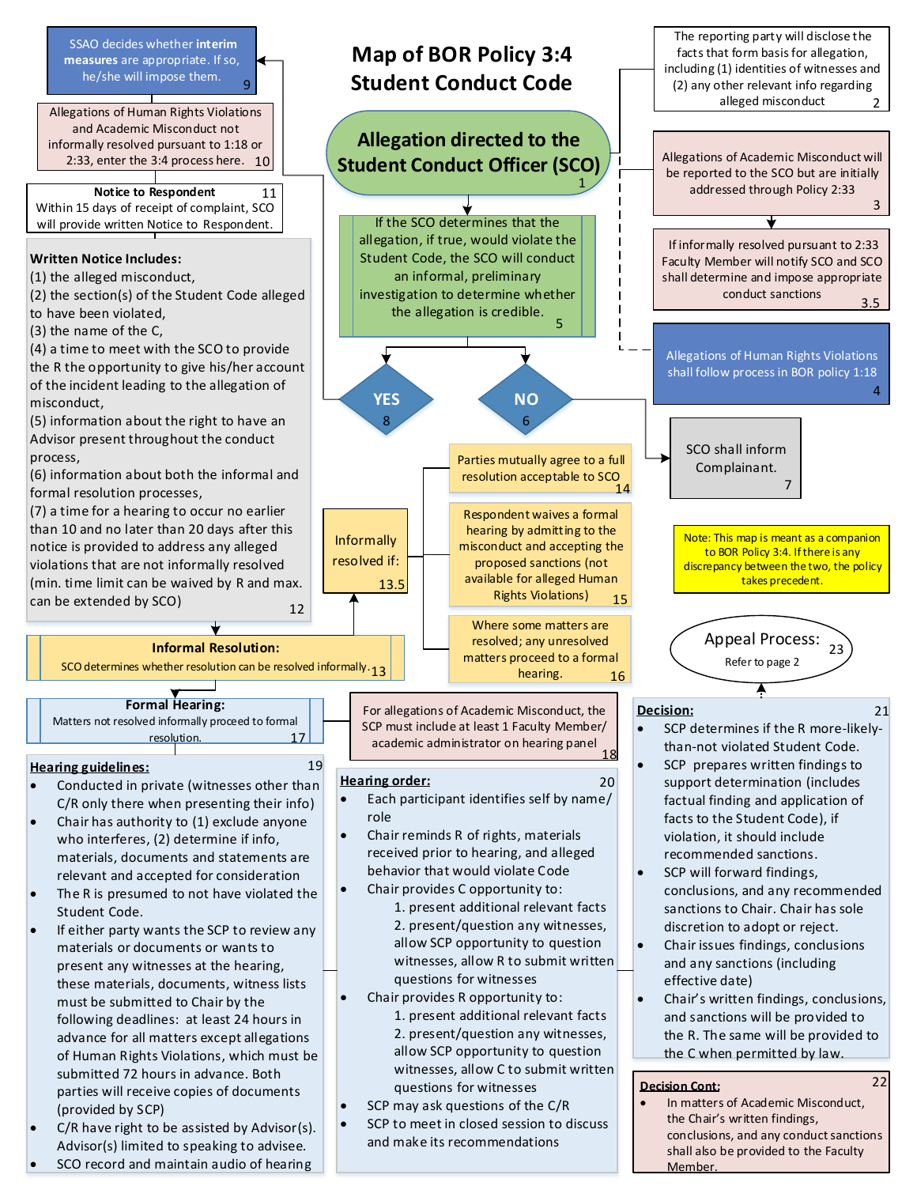# Map of BOR Policy 3:4 Student Conduct Code

**Allegation directed to the Student Conduct Officer (SCO)** 1

The reporting party will disclose the facts that form basis for allegation, including (1) identities of witnesses and (2) any other relevant info regarding alleged misconduct 2

Allegations of Academic Misconduct will be reported to the SCO but are initially addressed through Policy 2:33 3

If informally resolved pursuant to 2:33 Faculty Member will notify SCO and SCO shall determine and impose appropriate conduct sanctions 3.5

Allegations of Human Rights Violations shall follow process in BOR policy 1:18 4

If the SCO determines that the allegation, if true, would violate the Student Code, the SCO will conduct an informal, preliminary investigation to determine whether the allegation is credible. 5

**YES** 8

**NO** 6

SCO shall inform Complainant. 7

SSAO decides whether **interim measures** are appropriate. If so, he/she will impose them. 9

Allegations of Human Rights Violations and Academic Misconduct not informally resolved pursuant to 1:18 or 2:33, enter the 3:4 process here. 10

**Notice to Respondent** 11
Within 15 days of receipt of complaint, SCO will provide written Notice to Respondent.

**Written Notice Includes:**
(1) the alleged misconduct,
(2) the section(s) of the Student Code alleged to have been violated,
(3) the name of the C,
(4) a time to meet with the SCO to provide the R the opportunity to give his/her account of the incident leading to the allegation of misconduct,
(5) information about the right to have an Advisor present throughout the conduct process,
(6) information about both the informal and formal resolution processes,
(7) a time for a hearing to occur no earlier than 10 and no later than 20 days after this notice is provided to address any alleged violations that are not informally resolved (min. time limit can be waived by R and max. can be extended by SCO) 12

**Informal Resolution:** 13
SCO determines whether resolution can be resolved informally.

Informally resolved if: 13.5
- Parties mutually agree to a full resolution acceptable to SCO 14
- Respondent waives a formal hearing by admitting to the misconduct and accepting the proposed sanctions (not available for alleged Human Rights Violations) 15
- Where some matters are resolved; any unresolved matters proceed to a formal hearing. 16

Note: This map is meant as a companion to BOR Policy 3:4. If there is any discrepancy between the two, the policy takes precedent.

**Formal Hearing:** 17
Matters not resolved informally proceed to formal resolution.

For allegations of Academic Misconduct, the SCP must include at least 1 Faculty Member/ academic administrator on hearing panel 18

**Appeal Process:** 23
Refer to page 2

**Hearing guidelines:** 19
- Conducted in private (witnesses other than C/R only there when presenting their info)
- Chair has authority to (1) exclude anyone who interferes, (2) determine if info, materials, documents and statements are relevant and accepted for consideration
- The R is presumed to not have violated the Student Code.
- If either party wants the SCP to review any materials or documents or wants to present any witnesses at the hearing, these materials, documents, witness lists must be submitted to Chair by the following deadlines: at least 24 hours in advance for all matters except allegations of Human Rights Violations, which must be submitted 72 hours in advance. Both parties will receive copies of documents (provided by SCP)
- C/R have right to be assisted by Advisor(s). Advisor(s) limited to speaking to advisee.
- SCO record and maintain audio of hearing

**Hearing order:** 20
- Each participant identifies self by name/ role
- Chair reminds R of rights, materials received prior to hearing, and alleged behavior that would violate Code
- Chair provides C opportunity to:
  1. present additional relevant facts
  2. present/question any witnesses, allow SCP opportunity to question witnesses, allow R to submit written questions for witnesses
- Chair provides R opportunity to:
  1. present additional relevant facts
  2. present/question any witnesses, allow SCP opportunity to question witnesses, allow C to submit written questions for witnesses
- SCP may ask questions of the C/R
- SCP to meet in closed session to discuss and make its recommendations

**Decision:** 21
- SCP determines if the R more-likely-than-not violated Student Code.
- SCP prepares written findings to support determination (includes factual finding and application of facts to the Student Code), if violation, it should include recommended sanctions.
- SCP will forward findings, conclusions, and any recommended sanctions to Chair. Chair has sole discretion to adopt or reject.
- Chair issues findings, conclusions and any sanctions (including effective date)
- Chair's written findings, conclusions, and sanctions will be provided to the R. The same will be provided to the C when permitted by law.

**Decision Cont:** 22
- In matters of Academic Misconduct, the Chair's written findings, conclusions, and any conduct sanctions shall also be provided to the Faculty Member.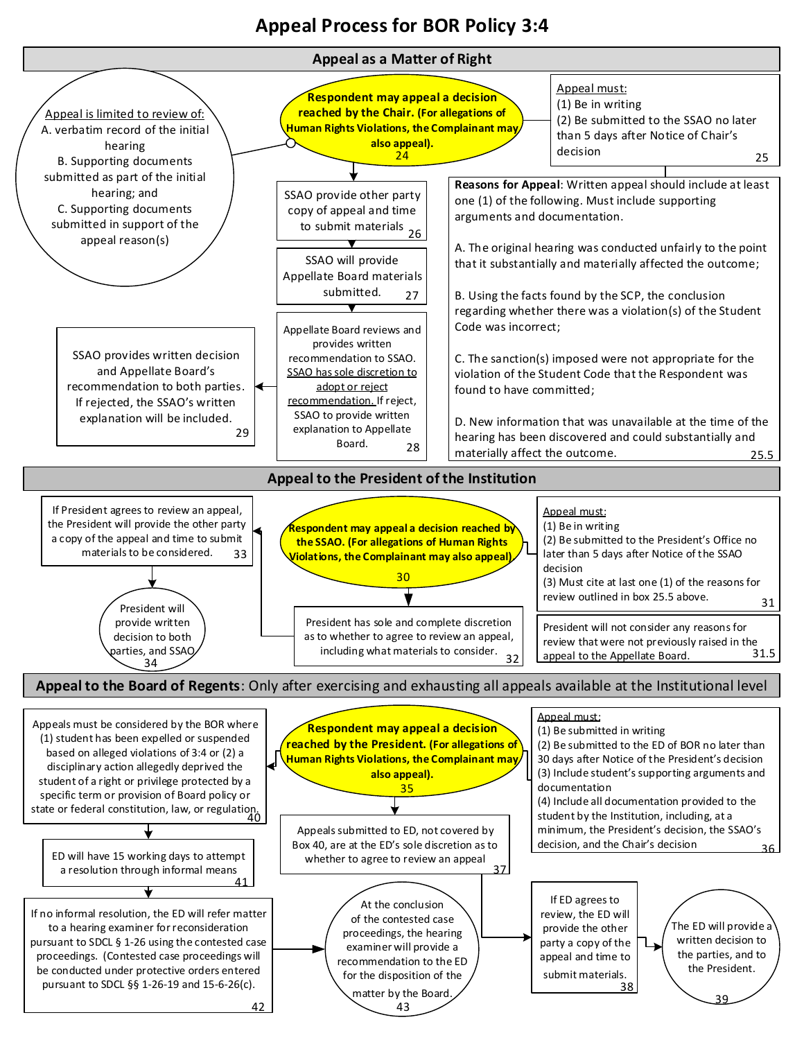# Appeal Process for BOR Policy 3:4

## Appeal as a Matter of Right

Appeal is limited to review of:
A. verbatim record of the initial hearing
B. Supporting documents submitted as part of the initial hearing; and
C. Supporting documents submitted in support of the appeal reason(s)

**Respondent may appeal a decision reached by the Chair. (For allegations of Human Rights Violations, the Complainant may also appeal).** 24

Appeal must:
(1) Be in writing
(2) Be submitted to the SSAO no later than 5 days after Notice of Chair's decision 25

SSAO provide other party copy of appeal and time to submit materials 26

SSAO will provide Appellate Board materials submitted. 27

Appellate Board reviews and provides written recommendation to SSAO. SSAO has sole discretion to adopt or reject recommendation. If reject, SSAO to provide written explanation to Appellate Board. 28

SSAO provides written decision and Appellate Board's recommendation to both parties. If rejected, the SSAO's written explanation will be included. 29

**Reasons for Appeal**: Written appeal should include at least one (1) of the following. Must include supporting arguments and documentation.

A. The original hearing was conducted unfairly to the point that it substantially and materially affected the outcome;

B. Using the facts found by the SCP, the conclusion regarding whether there was a violation(s) of the Student Code was incorrect;

C. The sanction(s) imposed were not appropriate for the violation of the Student Code that the Respondent was found to have committed;

D. New information that was unavailable at the time of the hearing has been discovered and could substantially and materially affect the outcome. 25.5

## Appeal to the President of the Institution

**Respondent may appeal a decision reached by the SSAO. (For allegations of Human Rights Violations, the Complainant may also appeal)** 30

Appeal must:
(1) Be in writing
(2) Be submitted to the President's Office no later than 5 days after Notice of the SSAO decision
(3) Must cite at last one (1) of the reasons for review outlined in box 25.5 above. 31

President will not consider any reasons for review that were not previously raised in the appeal to the Appellate Board. 31.5

President has sole and complete discretion as to whether to agree to review an appeal, including what materials to consider. 32

If President agrees to review an appeal, the President will provide the other party a copy of the appeal and time to submit materials to be considered. 33

President will provide written decision to both parties, and SSAO 34

## Appeal to the Board of Regents: Only after exercising and exhausting all appeals available at the Institutional level

**Respondent may appeal a decision reached by the President. (For allegations of Human Rights Violations, the Complainant may also appeal).** 35

Appeal must:
(1) Be submitted in writing
(2) Be submitted to the ED of BOR no later than 30 days after Notice of the President's decision
(3) Include student's supporting arguments and documentation
(4) Include all documentation provided to the student by the Institution, including, at a minimum, the President's decision, the SSAO's decision, and the Chair's decision 36

Appeals submitted to ED, not covered by Box 40, are at the ED's sole discretion as to whether to agree to review an appeal 37

If ED agrees to review, the ED will provide the other party a copy of the appeal and time to submit materials. 38

The ED will provide a written decision to the parties, and to the President. 39

Appeals must be considered by the BOR where (1) student has been expelled or suspended based on alleged violations of 3:4 or (2) a disciplinary action allegedly deprived the student of a right or privilege protected by a specific term or provision of Board policy or state or federal constitution, law, or regulation. 40

ED will have 15 working days to attempt a resolution through informal means 41

If no informal resolution, the ED will refer matter to a hearing examiner for reconsideration pursuant to SDCL § 1-26 using the contested case proceedings. (Contested case proceedings will be conducted under protective orders entered pursuant to SDCL §§ 1-26-19 and 15-6-26(c). 42

At the conclusion of the contested case proceedings, the hearing examiner will provide a recommendation to the ED for the disposition of the matter by the Board. 43